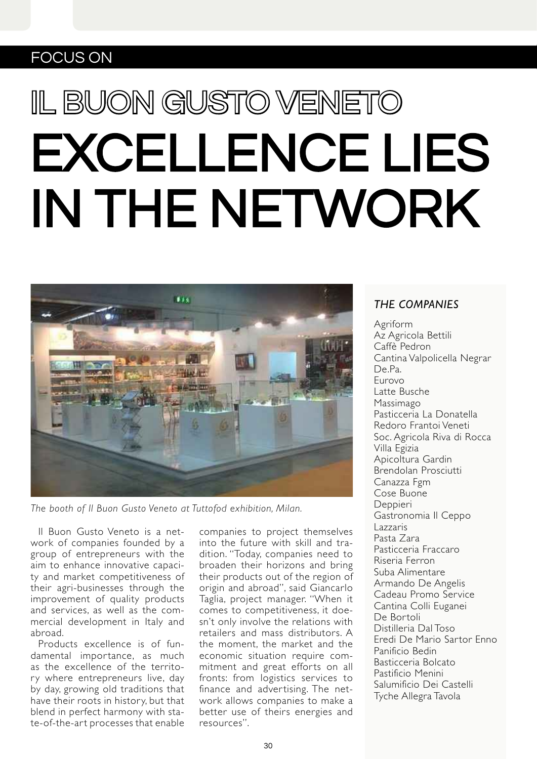FOCUS ON

# IL BUON GUSTO VENETO

# EXCELLENCE LIES IN THE NETWORK

*The booth of Il Buon Gusto Veneto at Tuttofod exhibition, Milan.*

Il Buon Gusto Veneto is a network of companies founded by a group of entrepreneurs with the aim to enhance innovative capacity and market competitiveness of their agri-businesses through the improvement of quality products and services, as well as the commercial development in Italy and abroad.

Products excellence is of fundamental importance, as much as the excellence of the territory where entrepreneurs live, day by day, growing old traditions that have their roots in history, but that blend in perfect harmony with state-of-the-art processes that enable companies to project themselves into the future with skill and tradition. "Today, companies need to broaden their horizons and bring their products out of the region of origin and abroad", said Giancarlo Taglia, project manager. "When it comes to competitiveness, it doesn't only involve the relations with retailers and mass distributors. A the moment, the market and the economic situation require commitment and great efforts on all fronts: from logistics services to finance and advertising. The network allows companies to make a better use of theirs energies and resources".

### *THE COMPANIES*

Agriform
Az Agricola Bettili
Caffè Pedron
Cantina Valpolicella Negrar
De.Pa.
Eurovo
Latte Busche
Massimago
Pasticceria La Donatella
Redoro Frantoi Veneti
Soc. Agricola Riva di Rocca
Villa Egizia
Apicoltura Gardin
Brendolan Prosciutti
Canazza Fgm
Cose Buone
Deppieri
Gastronomia Il Ceppo
Lazzaris
Pasta Zara
Pasticceria Fraccaro
Riseria Ferron
Suba Alimentare
Armando De Angelis
Cadeau Promo Service
Cantina Colli Euganei
De Bortoli
Distilleria Dal Toso
Eredi De Mario Sartor Enno
Panificio Bedin
Basticceria Bolcato
Pastificio Menini
Salumificio Dei Castelli
Tyche Allegra Tavola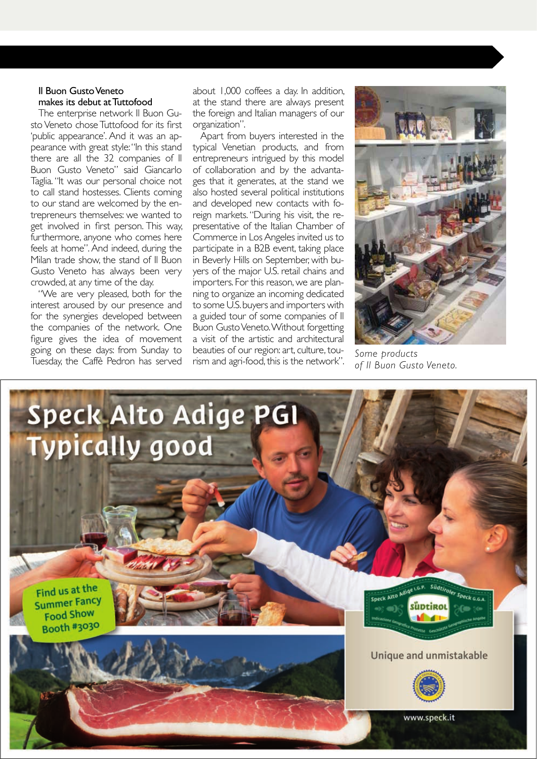### Il Buon Gusto Veneto makes its debut at Tuttofood

The enterprise network Il Buon Gusto Veneto chose Tuttofood for its first 'public appearance'. And it was an appearance with great style: "In this stand there are all the 32 companies of Il Buon Gusto Veneto" said Giancarlo Taglia. "It was our personal choice not to call stand hostesses. Clients coming to our stand are welcomed by the entrepreneurs themselves: we wanted to get involved in first person. This way, furthermore, anyone who comes here feels at home". And indeed, during the Milan trade show, the stand of Il Buon Gusto Veneto has always been very crowded, at any time of the day.

"We are very pleased, both for the interest aroused by our presence and for the synergies developed between the companies of the network. One figure gives the idea of movement going on these days: from Sunday to Tuesday, the Caffè Pedron has served about 1,000 coffees a day. In addition, at the stand there are always present the foreign and Italian managers of our organization".

Apart from buyers interested in the typical Venetian products, and from entrepreneurs intrigued by this model of collaboration and by the advantages that it generates, at the stand we also hosted several political institutions and developed new contacts with foreign markets. "During his visit, the representative of the Italian Chamber of Commerce in Los Angeles invited us to participate in a B2B event, taking place in Beverly Hills on September, with buyers of the major U.S. retail chains and importers. For this reason, we are planning to organize an incoming dedicated to some U.S. buyers and importers with a guided tour of some companies of Il Buon Gusto Veneto. Without forgetting a visit of the artistic and architectural beauties of our region: art, culture, tourism and agri-food, this is the network".

*Some products of Il Buon Gusto Veneto.*

Speck Alto Adige PGI
Typically good

Find us at the Summer Fancy Food Show Booth #3030

Speck Alto Adige I.G.P. Südtiroler Speck G.G.A.
Südtirol

Unique and unmistakable

www.speck.it